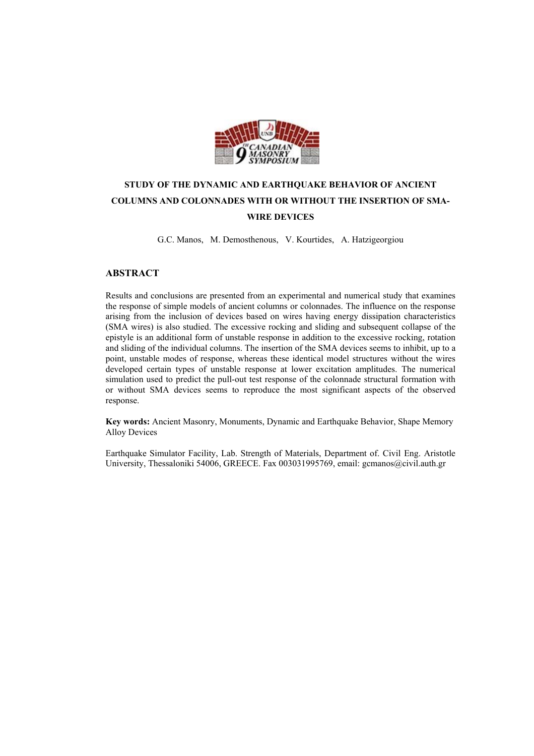# STUDY OF THE DYNAMIC AND EARTHQUAKE BEHAVIOR OF ANCIENT COLUMNS AND COLONNADES WITH OR WITHOUT THE INSERTION OF SMA-WIRE DEVICES

G.C. Manos, M. Demosthenous, V. Kourtides, A. Hatzigeorgiou

## ABSTRACT

Results and conclusions are presented from an experimental and numerical study that examines the response of simple models of ancient columns or colonnades. The influence on the response arising from the inclusion of devices based on wires having energy dissipation characteristics (SMA wires) is also studied. The excessive rocking and sliding and subsequent collapse of the epistyle is an additional form of unstable response in addition to the excessive rocking, rotation and sliding of the individual columns. The insertion of the SMA devices seems to inhibit, up to a point, unstable modes of response, whereas these identical model structures without the wires developed certain types of unstable response at lower excitation amplitudes. The numerical simulation used to predict the pull-out test response of the colonnade structural formation with or without SMA devices seems to reproduce the most significant aspects of the observed response.

**Key words:** Ancient Masonry, Monuments, Dynamic and Earthquake Behavior, Shape Memory Alloy Devices

Earthquake Simulator Facility, Lab. Strength of Materials, Department of. Civil Eng. Aristotle University, Thessaloniki 54006, GREECE. Fax 003031995769, email: gcmanos@civil.auth.gr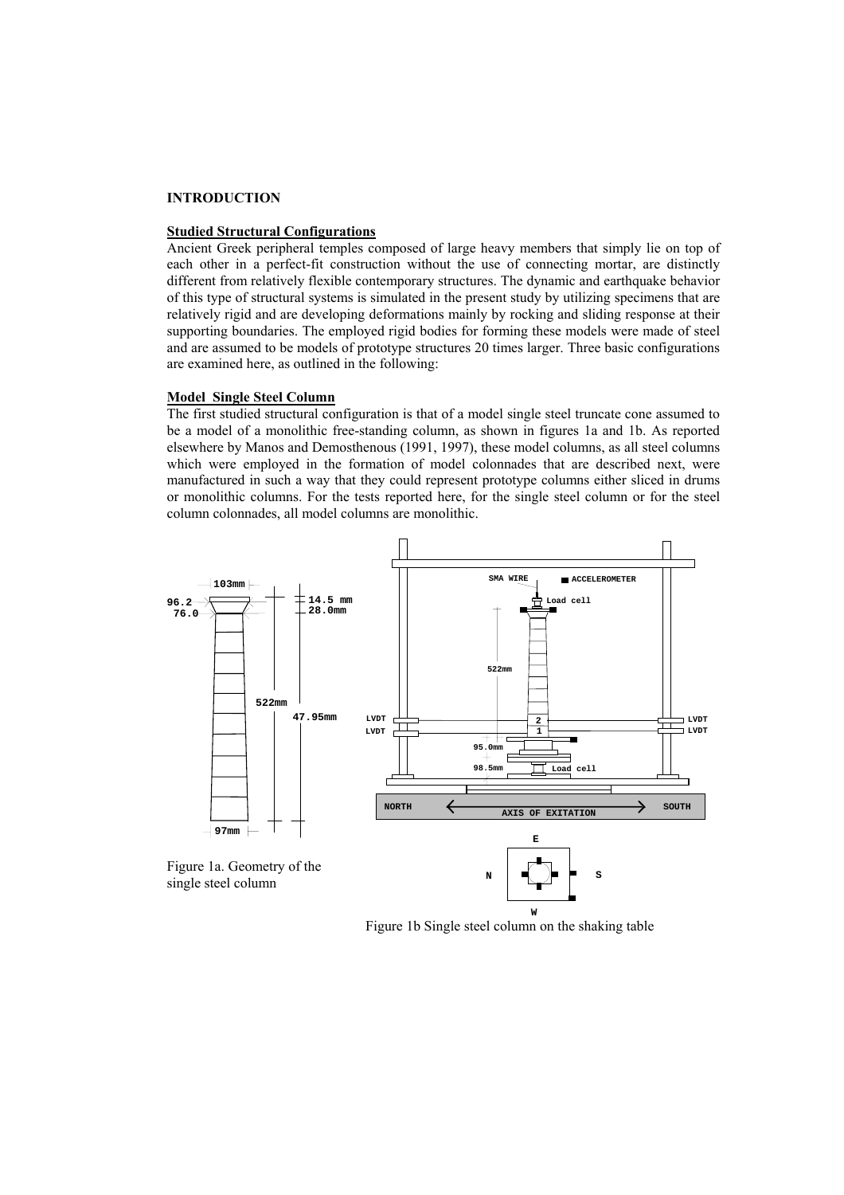## INTRODUCTION

### Studied Structural Configurations

Ancient Greek peripheral temples composed of large heavy members that simply lie on top of each other in a perfect-fit construction without the use of connecting mortar, are distinctly different from relatively flexible contemporary structures. The dynamic and earthquake behavior of this type of structural systems is simulated in the present study by utilizing specimens that are relatively rigid and are developing deformations mainly by rocking and sliding response at their supporting boundaries. The employed rigid bodies for forming these models were made of steel and are assumed to be models of prototype structures 20 times larger. Three basic configurations are examined here, as outlined in the following:

### Model Single Steel Column

The first studied structural configuration is that of a model single steel truncate cone assumed to be a model of a monolithic free-standing column, as shown in figures 1a and 1b. As reported elsewhere by Manos and Demosthenous (1991, 1997), these model columns, as all steel columns which were employed in the formation of model colonnades that are described next, were manufactured in such a way that they could represent prototype columns either sliced in drums or monolithic columns. For the tests reported here, for the single steel column or for the steel column colonnades, all model columns are monolithic.

Figure 1a. Geometry of the single steel column

Figure 1b Single steel column on the shaking table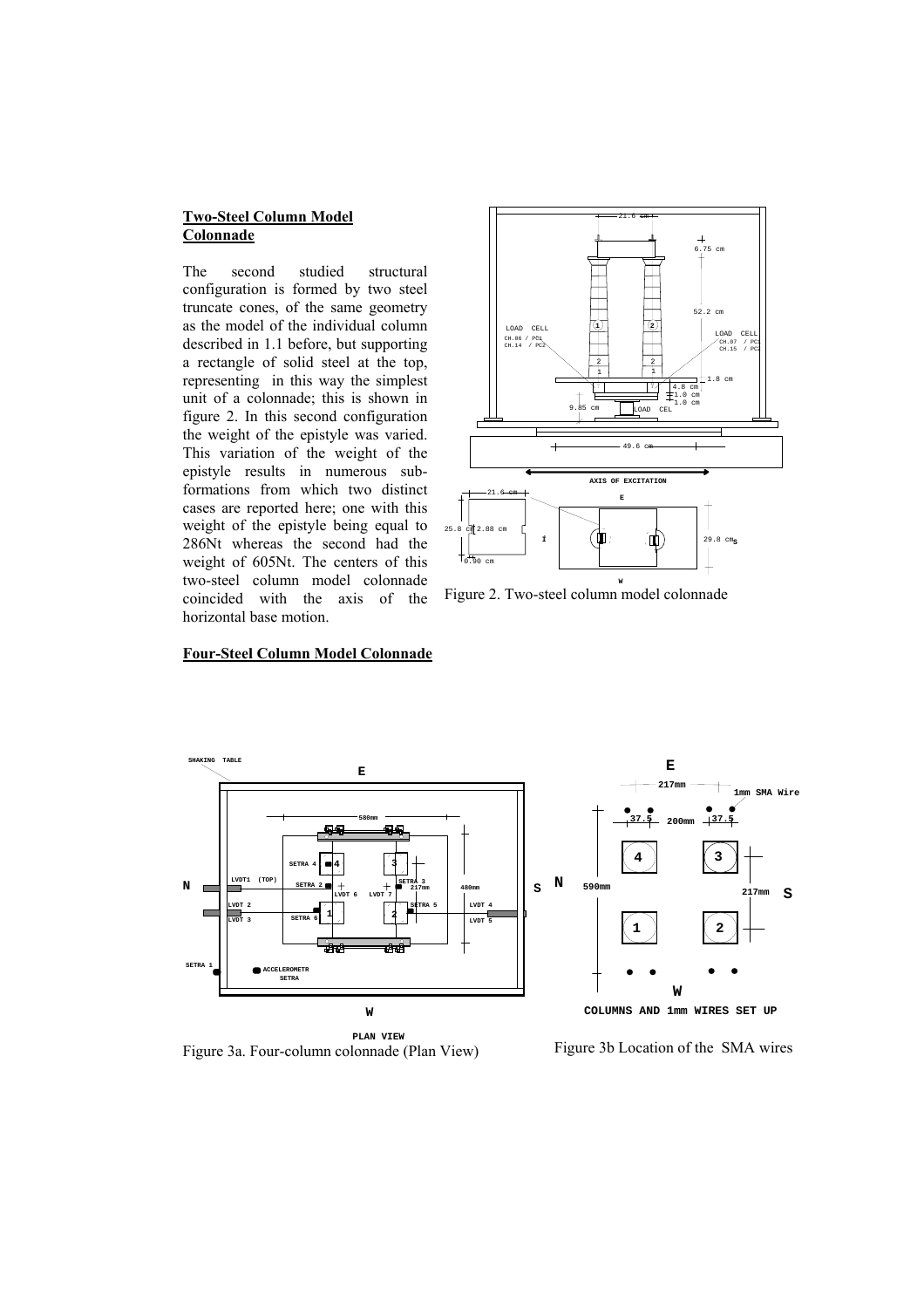**Two-Steel Column Model Colonnade**

The second studied structural configuration is formed by two steel truncate cones, of the same geometry as the model of the individual column described in 1.1 before, but supporting a rectangle of solid steel at the top, representing in this way the simplest unit of a colonnade; this is shown in figure 2. In this second configuration the weight of the epistyle was varied. This variation of the weight of the epistyle results in numerous sub-formations from which two distinct cases are reported here; one with this weight of the epistyle being equal to 286Nt whereas the second had the weight of 605Nt. The centers of this two-steel column model colonnade coincided with the axis of the horizontal base motion.

Figure 2. Two-steel column model colonnade

**Four-Steel Column Model Colonnade**

Figure 3a. Four-column colonnade (Plan View)

Figure 3b Location of the SMA wires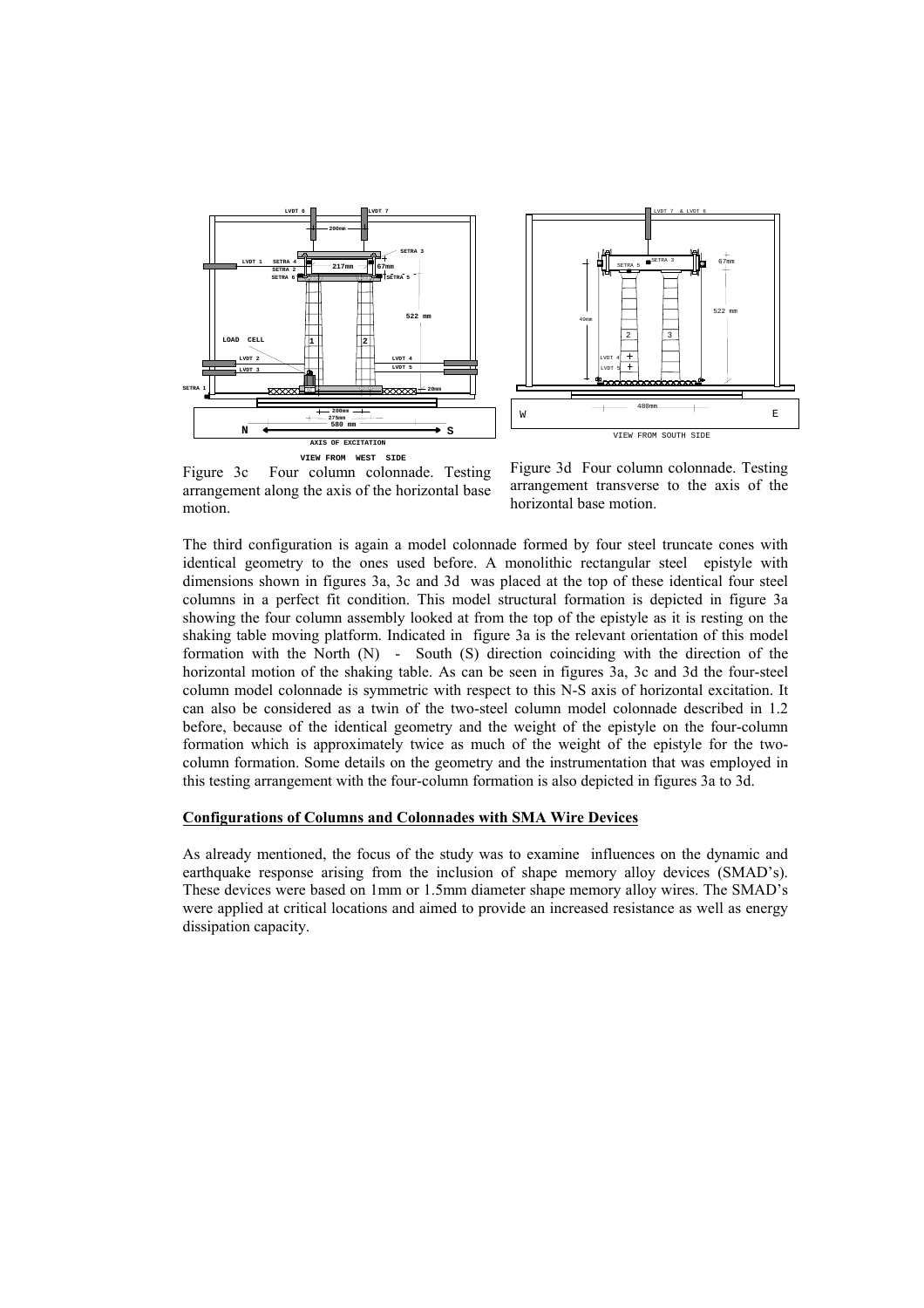Figure 3c  Four column colonnade. Testing arrangement along the axis of the horizontal base motion.

Figure 3d  Four column colonnade. Testing arrangement transverse to the axis of the horizontal base motion.

The third configuration is again a model colonnade formed by four steel truncate cones with identical geometry to the ones used before. A monolithic rectangular steel epistyle with dimensions shown in figures 3a, 3c and 3d was placed at the top of these identical four steel columns in a perfect fit condition. This model structural formation is depicted in figure 3a showing the four column assembly looked at from the top of the epistyle as it is resting on the shaking table moving platform. Indicated in figure 3a is the relevant orientation of this model formation with the North (N) - South (S) direction coinciding with the direction of the horizontal motion of the shaking table. As can be seen in figures 3a, 3c and 3d the four-steel column model colonnade is symmetric with respect to this N-S axis of horizontal excitation. It can also be considered as a twin of the two-steel column model colonnade described in 1.2 before, because of the identical geometry and the weight of the epistyle on the four-column formation which is approximately twice as much of the weight of the epistyle for the two-column formation. Some details on the geometry and the instrumentation that was employed in this testing arrangement with the four-column formation is also depicted in figures 3a to 3d.

**Configurations of Columns and Colonnades with SMA Wire Devices**

As already mentioned, the focus of the study was to examine influences on the dynamic and earthquake response arising from the inclusion of shape memory alloy devices (SMAD's). These devices were based on 1mm or 1.5mm diameter shape memory alloy wires. The SMAD's were applied at critical locations and aimed to provide an increased resistance as well as energy dissipation capacity.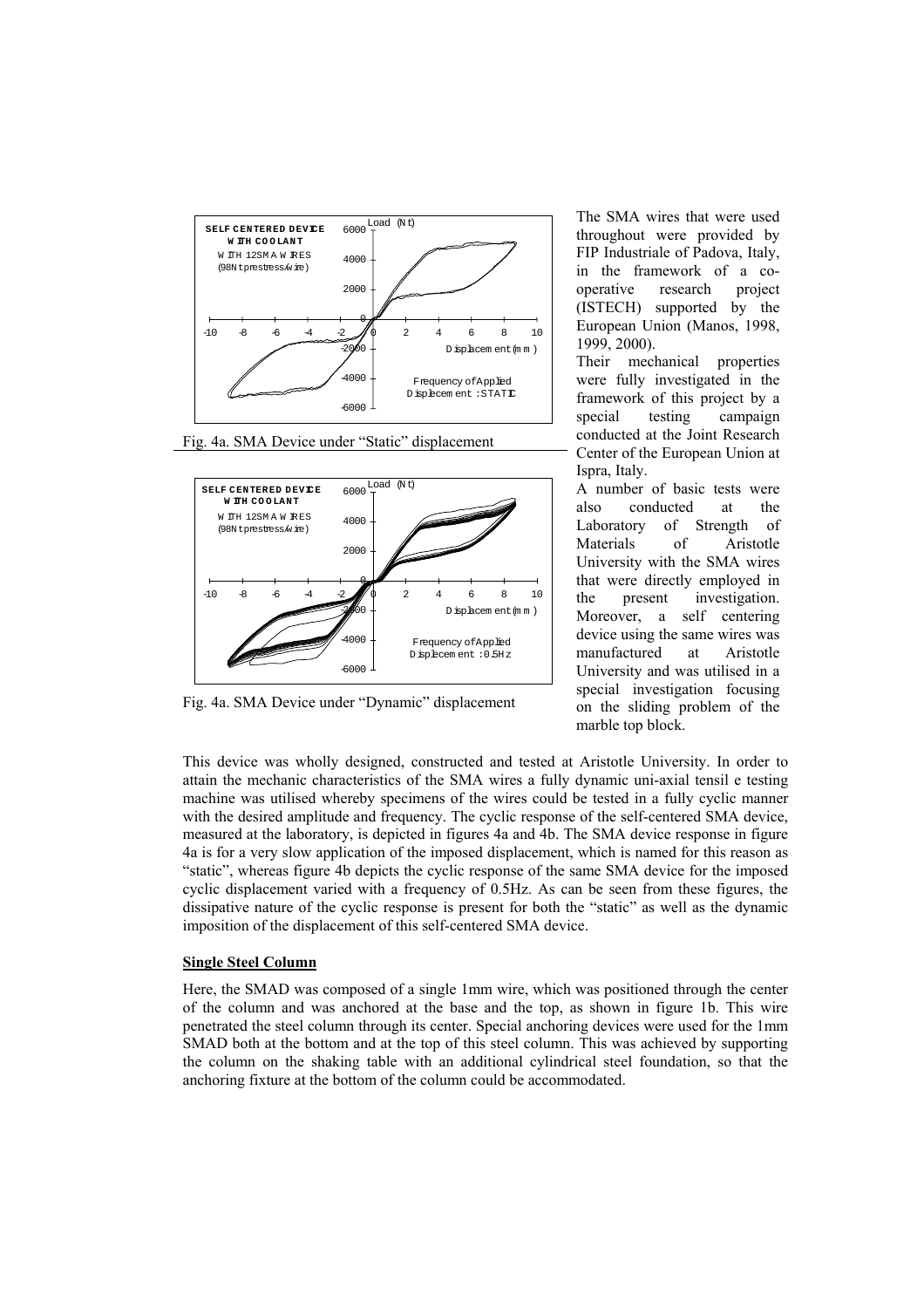Fig. 4a. SMA Device under "Static" displacement

Fig. 4a. SMA Device under "Dynamic" displacement

The SMA wires that were used throughout were provided by FIP Industriale of Padova, Italy, in the framework of a co-operative research project (ISTECH) supported by the European Union (Manos, 1998, 1999, 2000).

Their mechanical properties were fully investigated in the framework of this project by a special testing campaign conducted at the Joint Research Center of the European Union at Ispra, Italy.

A number of basic tests were also conducted at the Laboratory of Strength of Materials of Aristotle University with the SMA wires that were directly employed in the present investigation. Moreover, a self centering device using the same wires was manufactured at Aristotle University and was utilised in a special investigation focusing on the sliding problem of the marble top block.

This device was wholly designed, constructed and tested at Aristotle University. In order to attain the mechanic characteristics of the SMA wires a fully dynamic uni-axial tensil e testing machine was utilised whereby specimens of the wires could be tested in a fully cyclic manner with the desired amplitude and frequency. The cyclic response of the self-centered SMA device, measured at the laboratory, is depicted in figures 4a and 4b. The SMA device response in figure 4a is for a very slow application of the imposed displacement, which is named for this reason as "static", whereas figure 4b depicts the cyclic response of the same SMA device for the imposed cyclic displacement varied with a frequency of 0.5Hz. As can be seen from these figures, the dissipative nature of the cyclic response is present for both the "static" as well as the dynamic imposition of the displacement of this self-centered SMA device.

**Single Steel Column**

Here, the SMAD was composed of a single 1mm wire, which was positioned through the center of the column and was anchored at the base and the top, as shown in figure 1b. This wire penetrated the steel column through its center. Special anchoring devices were used for the 1mm SMAD both at the bottom and at the top of this steel column. This was achieved by supporting the column on the shaking table with an additional cylindrical steel foundation, so that the anchoring fixture at the bottom of the column could be accommodated.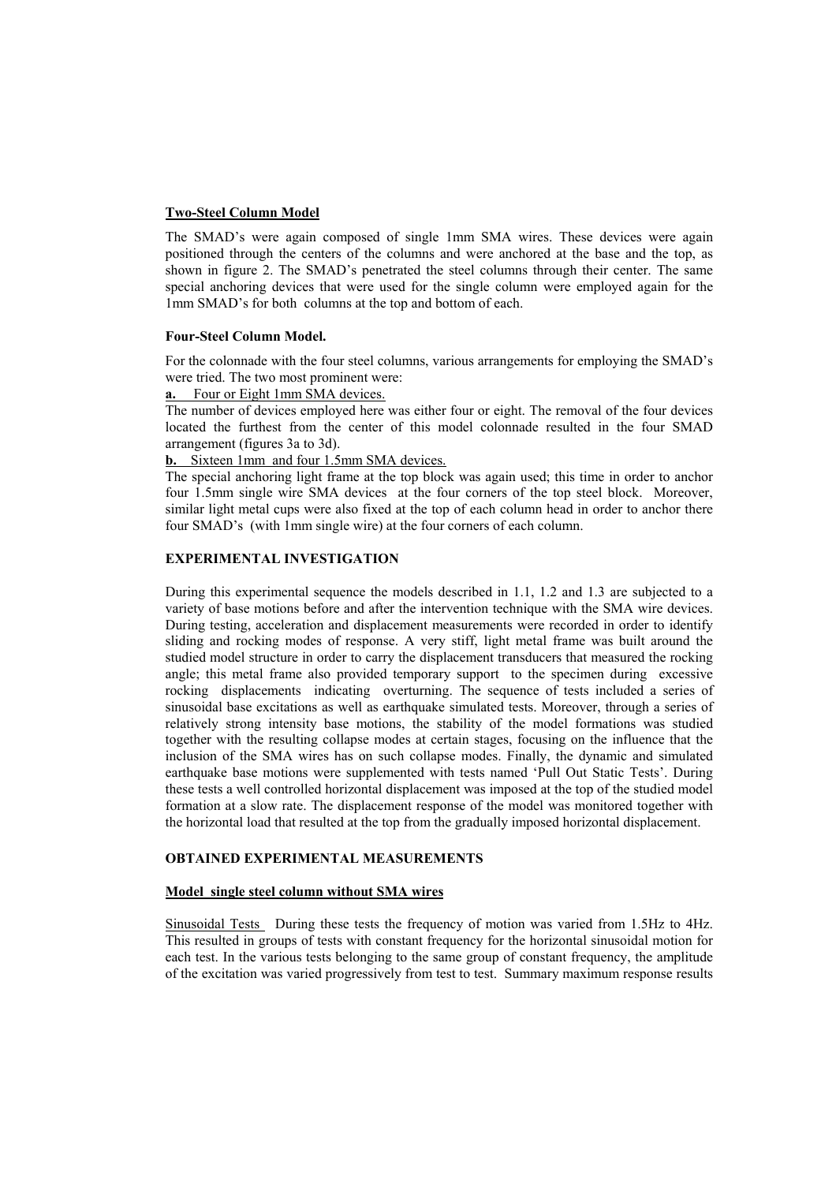**Two-Steel Column Model**

The SMAD's were again composed of single 1mm SMA wires. These devices were again positioned through the centers of the columns and were anchored at the base and the top, as shown in figure 2. The SMAD's penetrated the steel columns through their center. The same special anchoring devices that were used for the single column were employed again for the 1mm SMAD's for both columns at the top and bottom of each.

**Four-Steel Column Model.**

For the colonnade with the four steel columns, various arrangements for employing the SMAD's were tried. The two most prominent were:

**a.** Four or Eight 1mm SMA devices.

The number of devices employed here was either four or eight. The removal of the four devices located the furthest from the center of this model colonnade resulted in the four SMAD arrangement (figures 3a to 3d).

**b.** Sixteen 1mm and four 1.5mm SMA devices.

The special anchoring light frame at the top block was again used; this time in order to anchor four 1.5mm single wire SMA devices at the four corners of the top steel block. Moreover, similar light metal cups were also fixed at the top of each column head in order to anchor there four SMAD's (with 1mm single wire) at the four corners of each column.

**EXPERIMENTAL INVESTIGATION**

During this experimental sequence the models described in 1.1, 1.2 and 1.3 are subjected to a variety of base motions before and after the intervention technique with the SMA wire devices. During testing, acceleration and displacement measurements were recorded in order to identify sliding and rocking modes of response. A very stiff, light metal frame was built around the studied model structure in order to carry the displacement transducers that measured the rocking angle; this metal frame also provided temporary support to the specimen during excessive rocking displacements indicating overturning. The sequence of tests included a series of sinusoidal base excitations as well as earthquake simulated tests. Moreover, through a series of relatively strong intensity base motions, the stability of the model formations was studied together with the resulting collapse modes at certain stages, focusing on the influence that the inclusion of the SMA wires has on such collapse modes. Finally, the dynamic and simulated earthquake base motions were supplemented with tests named 'Pull Out Static Tests'. During these tests a well controlled horizontal displacement was imposed at the top of the studied model formation at a slow rate. The displacement response of the model was monitored together with the horizontal load that resulted at the top from the gradually imposed horizontal displacement.

**OBTAINED EXPERIMENTAL MEASUREMENTS**

**Model single steel column without SMA wires**

Sinusoidal Tests During these tests the frequency of motion was varied from 1.5Hz to 4Hz. This resulted in groups of tests with constant frequency for the horizontal sinusoidal motion for each test. In the various tests belonging to the same group of constant frequency, the amplitude of the excitation was varied progressively from test to test. Summary maximum response results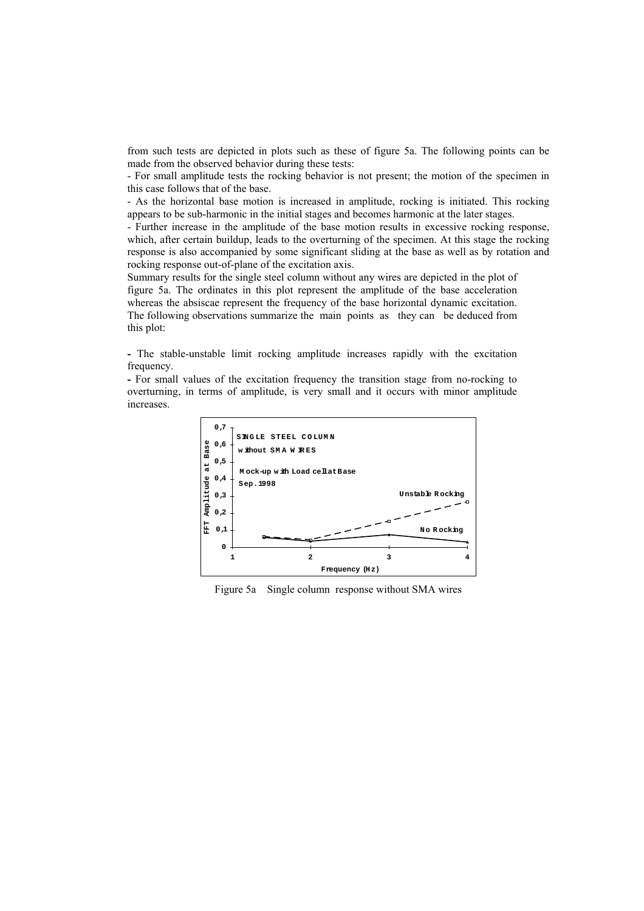from such tests are depicted in plots such as these of figure 5a. The following points can be made from the observed behavior during these tests:

- For small amplitude tests the rocking behavior is not present; the motion of the specimen in this case follows that of the base.
- As the horizontal base motion is increased in amplitude, rocking is initiated. This rocking appears to be sub-harmonic in the initial stages and becomes harmonic at the later stages.
- Further increase in the amplitude of the base motion results in excessive rocking response, which, after certain buildup, leads to the overturning of the specimen. At this stage the rocking response is also accompanied by some significant sliding at the base as well as by rotation and rocking response out-of-plane of the excitation axis.

Summary results for the single steel column without any wires are depicted in the plot of figure 5a. The ordinates in this plot represent the amplitude of the base acceleration whereas the absiscae represent the frequency of the base horizontal dynamic excitation. The following observations summarize the main points as they can be deduced from this plot:

- The stable-unstable limit rocking amplitude increases rapidly with the excitation frequency.
- For small values of the excitation frequency the transition stage from no-rocking to overturning, in terms of amplitude, is very small and it occurs with minor amplitude increases.

Figure 5a Single column response without SMA wires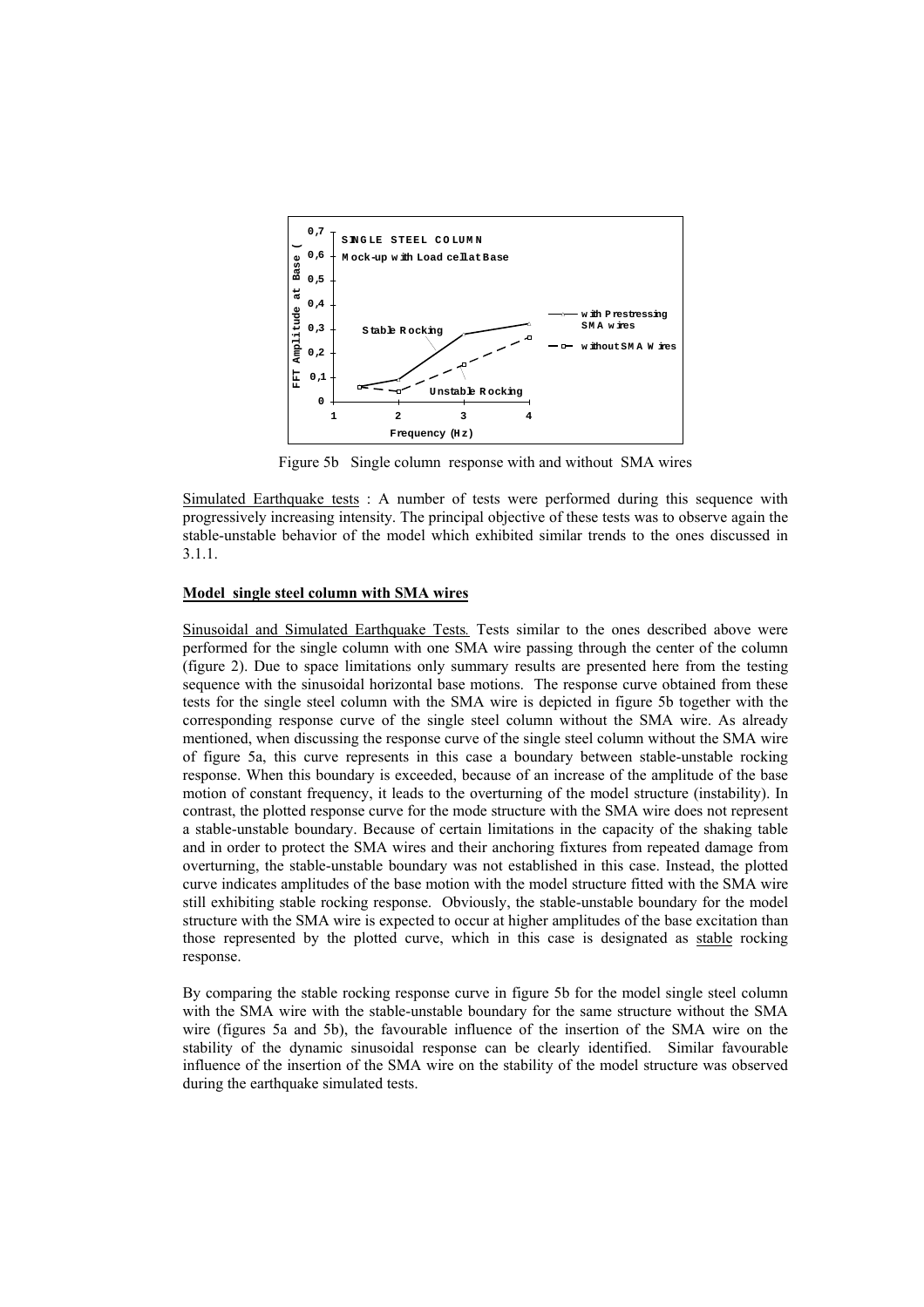Figure 5b Single column response with and without SMA wires

Simulated Earthquake tests : A number of tests were performed during this sequence with progressively increasing intensity. The principal objective of these tests was to observe again the stable-unstable behavior of the model which exhibited similar trends to the ones discussed in 3.1.1.

**Model single steel column with SMA wires**

Sinusoidal and Simulated Earthquake Tests. Tests similar to the ones described above were performed for the single column with one SMA wire passing through the center of the column (figure 2). Due to space limitations only summary results are presented here from the testing sequence with the sinusoidal horizontal base motions. The response curve obtained from these tests for the single steel column with the SMA wire is depicted in figure 5b together with the corresponding response curve of the single steel column without the SMA wire. As already mentioned, when discussing the response curve of the single steel column without the SMA wire of figure 5a, this curve represents in this case a boundary between stable-unstable rocking response. When this boundary is exceeded, because of an increase of the amplitude of the base motion of constant frequency, it leads to the overturning of the model structure (instability). In contrast, the plotted response curve for the mode structure with the SMA wire does not represent a stable-unstable boundary. Because of certain limitations in the capacity of the shaking table and in order to protect the SMA wires and their anchoring fixtures from repeated damage from overturning, the stable-unstable boundary was not established in this case. Instead, the plotted curve indicates amplitudes of the base motion with the model structure fitted with the SMA wire still exhibiting stable rocking response. Obviously, the stable-unstable boundary for the model structure with the SMA wire is expected to occur at higher amplitudes of the base excitation than those represented by the plotted curve, which in this case is designated as stable rocking response.

By comparing the stable rocking response curve in figure 5b for the model single steel column with the SMA wire with the stable-unstable boundary for the same structure without the SMA wire (figures 5a and 5b), the favourable influence of the insertion of the SMA wire on the stability of the dynamic sinusoidal response can be clearly identified. Similar favourable influence of the insertion of the SMA wire on the stability of the model structure was observed during the earthquake simulated tests.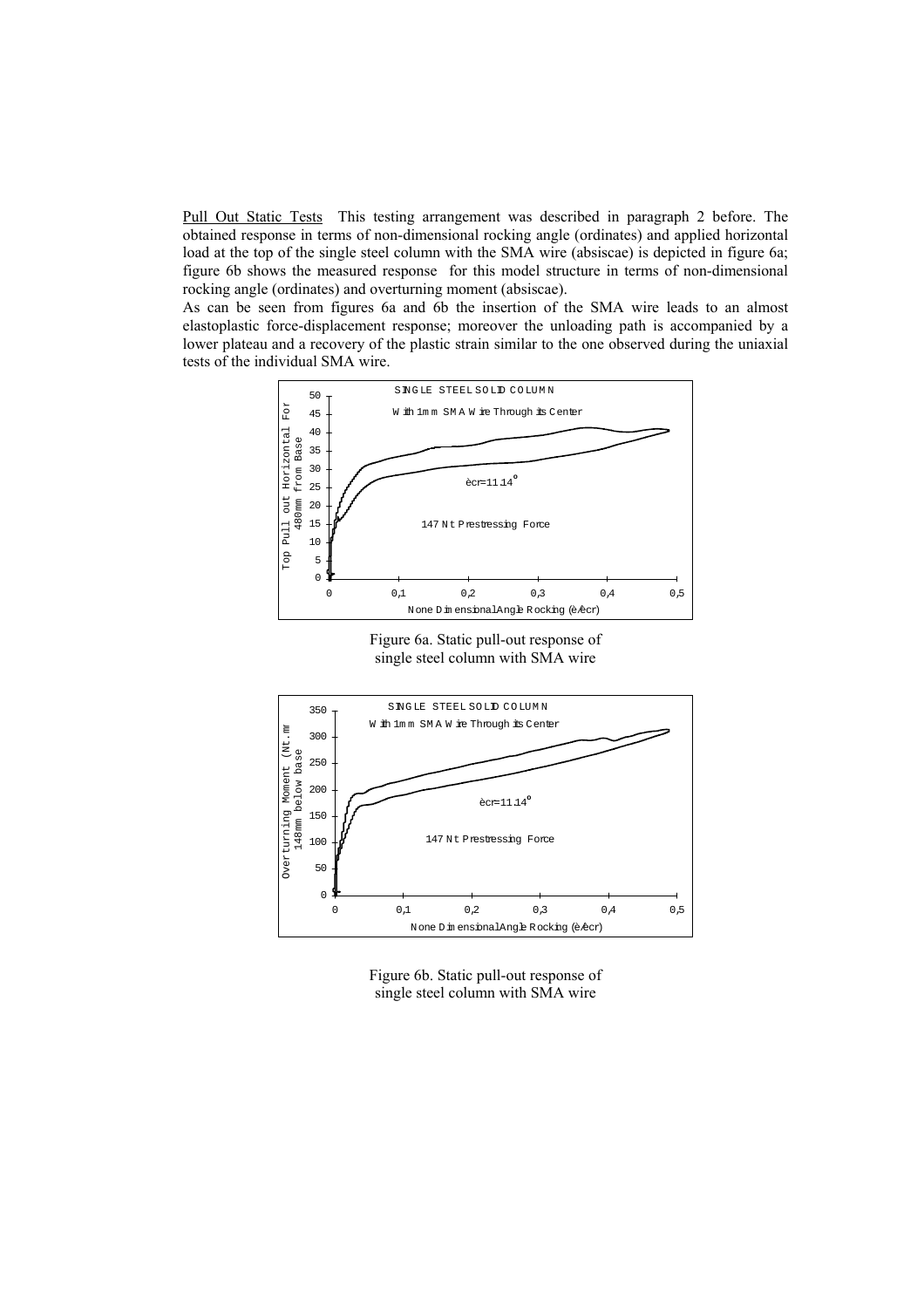Pull Out Static Tests  This testing arrangement was described in paragraph 2 before. The obtained response in terms of non-dimensional rocking angle (ordinates) and applied horizontal load at the top of the single steel column with the SMA wire (absiscae) is depicted in figure 6a; figure 6b shows the measured response for this model structure in terms of non-dimensional rocking angle (ordinates) and overturning moment (absiscae).

As can be seen from figures 6a and 6b the insertion of the SMA wire leads to an almost elastoplastic force-displacement response; moreover the unloading path is accompanied by a lower plateau and a recovery of the plastic strain similar to the one observed during the uniaxial tests of the individual SMA wire.

Figure 6a. Static pull-out response of single steel column with SMA wire

Figure 6b. Static pull-out response of single steel column with SMA wire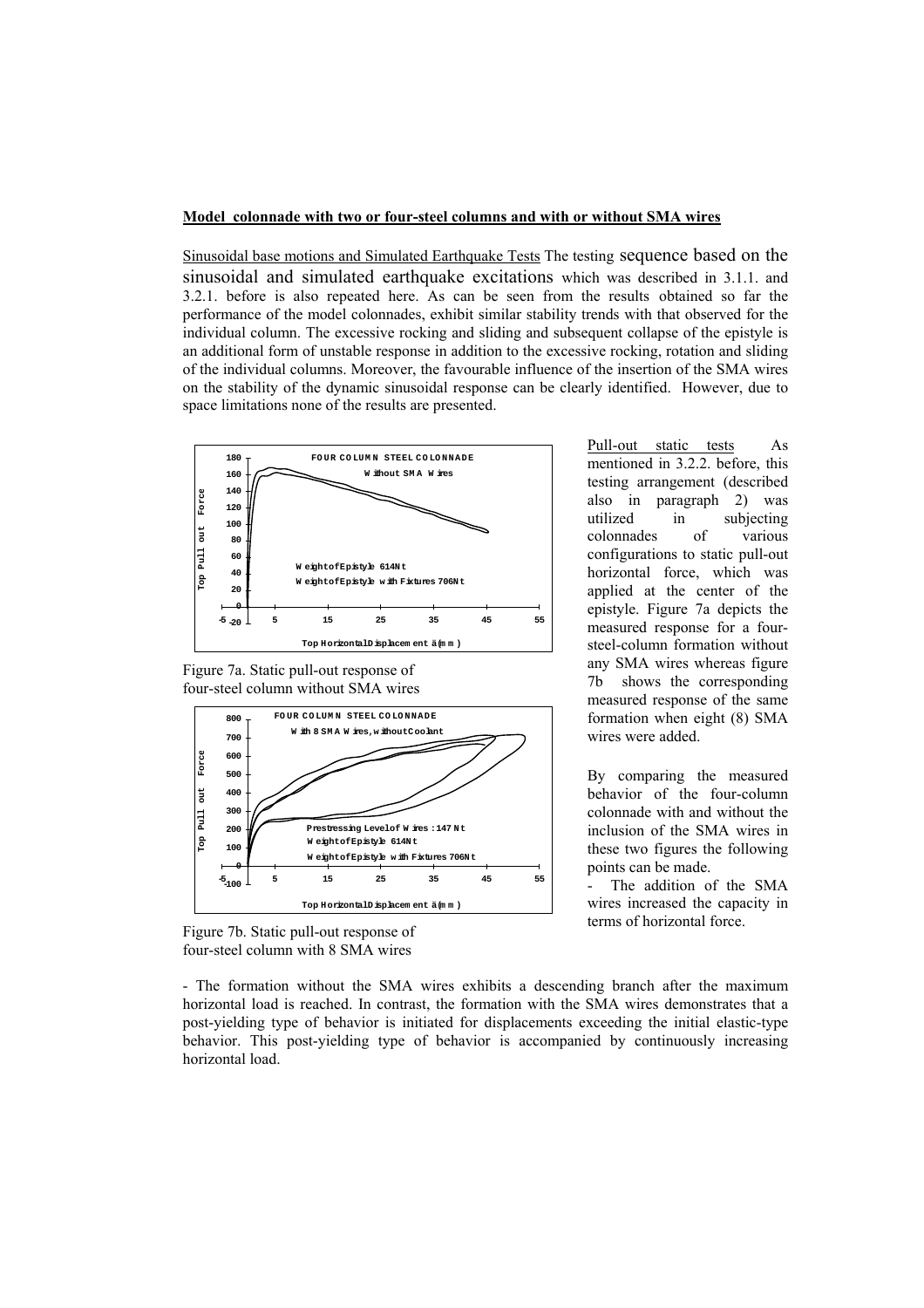**Model colonnade with two or four-steel columns and with or without SMA wires**

Sinusoidal base motions and Simulated Earthquake Tests The testing sequence based on the sinusoidal and simulated earthquake excitations which was described in 3.1.1. and 3.2.1. before is also repeated here. As can be seen from the results obtained so far the performance of the model colonnades, exhibit similar stability trends with that observed for the individual column. The excessive rocking and sliding and subsequent collapse of the epistyle is an additional form of unstable response in addition to the excessive rocking, rotation and sliding of the individual columns. Moreover, the favourable influence of the insertion of the SMA wires on the stability of the dynamic sinusoidal response can be clearly identified. However, due to space limitations none of the results are presented.

Figure 7a. Static pull-out response of four-steel column without SMA wires

Figure 7b. Static pull-out response of four-steel column with 8 SMA wires

Pull-out static tests As mentioned in 3.2.2. before, this testing arrangement (described also in paragraph 2) was utilized in subjecting colonnades of various configurations to static pull-out horizontal force, which was applied at the center of the epistyle. Figure 7a depicts the measured response for a four-steel-column formation without any SMA wires whereas figure 7b shows the corresponding measured response of the same formation when eight (8) SMA wires were added.

By comparing the measured behavior of the four-column colonnade with and without the inclusion of the SMA wires in these two figures the following points can be made.

- The addition of the SMA wires increased the capacity in terms of horizontal force.
- The formation without the SMA wires exhibits a descending branch after the maximum horizontal load is reached. In contrast, the formation with the SMA wires demonstrates that a post-yielding type of behavior is initiated for displacements exceeding the initial elastic-type behavior. This post-yielding type of behavior is accompanied by continuously increasing horizontal load.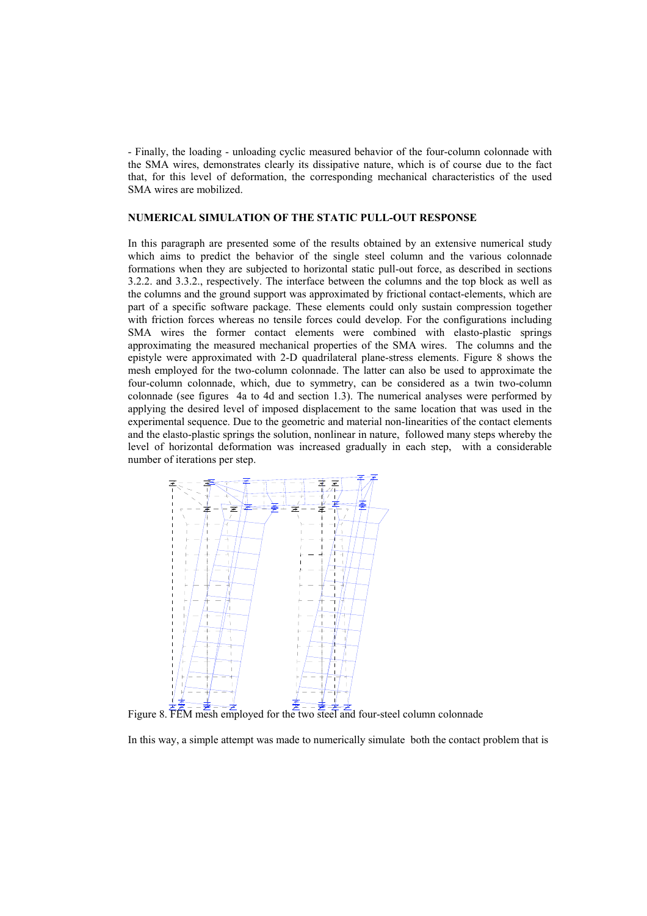- Finally, the loading - unloading cyclic measured behavior of the four-column colonnade with the SMA wires, demonstrates clearly its dissipative nature, which is of course due to the fact that, for this level of deformation, the corresponding mechanical characteristics of the used SMA wires are mobilized.

## NUMERICAL SIMULATION OF THE STATIC PULL-OUT RESPONSE

In this paragraph are presented some of the results obtained by an extensive numerical study which aims to predict the behavior of the single steel column and the various colonnade formations when they are subjected to horizontal static pull-out force, as described in sections 3.2.2. and 3.3.2., respectively. The interface between the columns and the top block as well as the columns and the ground support was approximated by frictional contact-elements, which are part of a specific software package. These elements could only sustain compression together with friction forces whereas no tensile forces could develop. For the configurations including SMA wires the former contact elements were combined with elasto-plastic springs approximating the measured mechanical properties of the SMA wires. The columns and the epistyle were approximated with 2-D quadrilateral plane-stress elements. Figure 8 shows the mesh employed for the two-column colonnade. The latter can also be used to approximate the four-column colonnade, which, due to symmetry, can be considered as a twin two-column colonnade (see figures 4a to 4d and section 1.3). The numerical analyses were performed by applying the desired level of imposed displacement to the same location that was used in the experimental sequence. Due to the geometric and material non-linearities of the contact elements and the elasto-plastic springs the solution, nonlinear in nature, followed many steps whereby the level of horizontal deformation was increased gradually in each step, with a considerable number of iterations per step.

Figure 8. FEM mesh employed for the two steel and four-steel column colonnade

In this way, a simple attempt was made to numerically simulate both the contact problem that is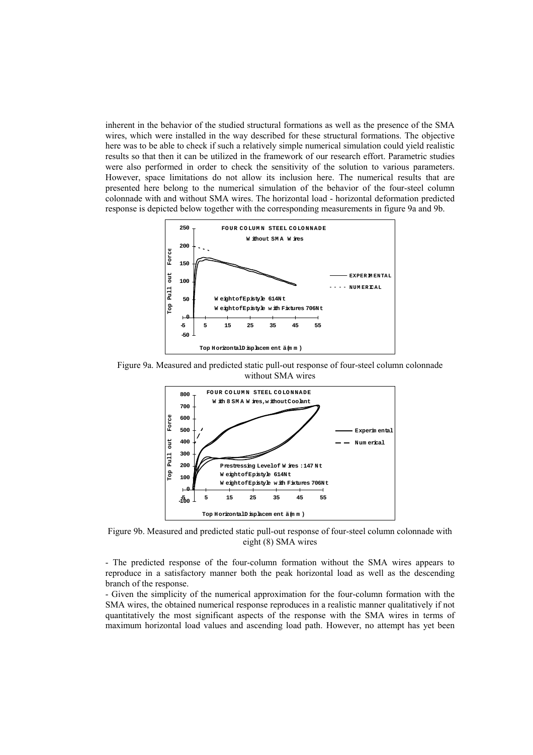inherent in the behavior of the studied structural formations as well as the presence of the SMA wires, which were installed in the way described for these structural formations. The objective here was to be able to check if such a relatively simple numerical simulation could yield realistic results so that then it can be utilized in the framework of our research effort. Parametric studies were also performed in order to check the sensitivity of the solution to various parameters. However, space limitations do not allow its inclusion here. The numerical results that are presented here belong to the numerical simulation of the behavior of the four-steel column colonnade with and without SMA wires. The horizontal load - horizontal deformation predicted response is depicted below together with the corresponding measurements in figure 9a and 9b.

Figure 9a. Measured and predicted static pull-out response of four-steel column colonnade without SMA wires

Figure 9b. Measured and predicted static pull-out response of four-steel column colonnade with eight (8) SMA wires

- The predicted response of the four-column formation without the SMA wires appears to reproduce in a satisfactory manner both the peak horizontal load as well as the descending branch of the response.
- Given the simplicity of the numerical approximation for the four-column formation with the SMA wires, the obtained numerical response reproduces in a realistic manner qualitatively if not quantitatively the most significant aspects of the response with the SMA wires in terms of maximum horizontal load values and ascending load path. However, no attempt has yet been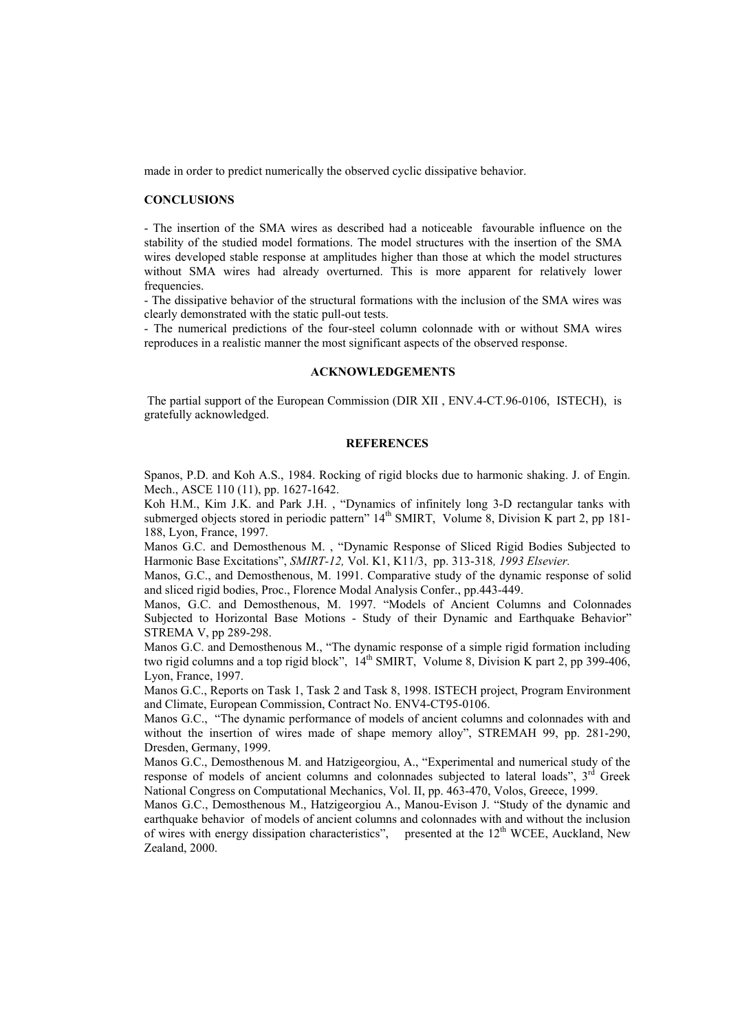made in order to predict numerically the observed cyclic dissipative behavior.

## CONCLUSIONS

- The insertion of the SMA wires as described had a noticeable favourable influence on the stability of the studied model formations. The model structures with the insertion of the SMA wires developed stable response at amplitudes higher than those at which the model structures without SMA wires had already overturned. This is more apparent for relatively lower frequencies.
- The dissipative behavior of the structural formations with the inclusion of the SMA wires was clearly demonstrated with the static pull-out tests.
- The numerical predictions of the four-steel column colonnade with or without SMA wires reproduces in a realistic manner the most significant aspects of the observed response.

## ACKNOWLEDGEMENTS

The partial support of the European Commission (DIR XII , ENV.4-CT.96-0106, ISTECH), is gratefully acknowledged.

## REFERENCES

Spanos, P.D. and Koh A.S., 1984. Rocking of rigid blocks due to harmonic shaking. J. of Engin. Mech., ASCE 110 (11), pp. 1627-1642.

Koh H.M., Kim J.K. and Park J.H. , "Dynamics of infinitely long 3-D rectangular tanks with submerged objects stored in periodic pattern" 14th SMIRT, Volume 8, Division K part 2, pp 181-188, Lyon, France, 1997.

Manos G.C. and Demosthenous M. , "Dynamic Response of Sliced Rigid Bodies Subjected to Harmonic Base Excitations", *SMIRT-12,* Vol. K1, K11/3, pp. 313-318*, 1993 Elsevier.*

Manos, G.C., and Demosthenous, M. 1991. Comparative study of the dynamic response of solid and sliced rigid bodies, Proc., Florence Modal Analysis Confer., pp.443-449.

Manos, G.C. and Demosthenous, M. 1997. "Models of Ancient Columns and Colonnades Subjected to Horizontal Base Motions - Study of their Dynamic and Earthquake Behavior" STREMA V, pp 289-298.

Manos G.C. and Demosthenous M., "The dynamic response of a simple rigid formation including two rigid columns and a top rigid block", 14th SMIRT, Volume 8, Division K part 2, pp 399-406, Lyon, France, 1997.

Manos G.C., Reports on Task 1, Task 2 and Task 8, 1998. ISTECH project, Program Environment and Climate, European Commission, Contract No. ENV4-CT95-0106.

Manos G.C., "The dynamic performance of models of ancient columns and colonnades with and without the insertion of wires made of shape memory alloy", STREMAH 99, pp. 281-290, Dresden, Germany, 1999.

Manos G.C., Demosthenous M. and Hatzigeorgiou, A., "Experimental and numerical study of the response of models of ancient columns and colonnades subjected to lateral loads", 3rd Greek National Congress on Computational Mechanics, Vol. II, pp. 463-470, Volos, Greece, 1999.

Manos G.C., Demosthenous M., Hatzigeorgiou A., Manou-Evison J. "Study of the dynamic and earthquake behavior of models of ancient columns and colonnades with and without the inclusion of wires with energy dissipation characteristics", presented at the 12th WCEE, Auckland, New Zealand, 2000.